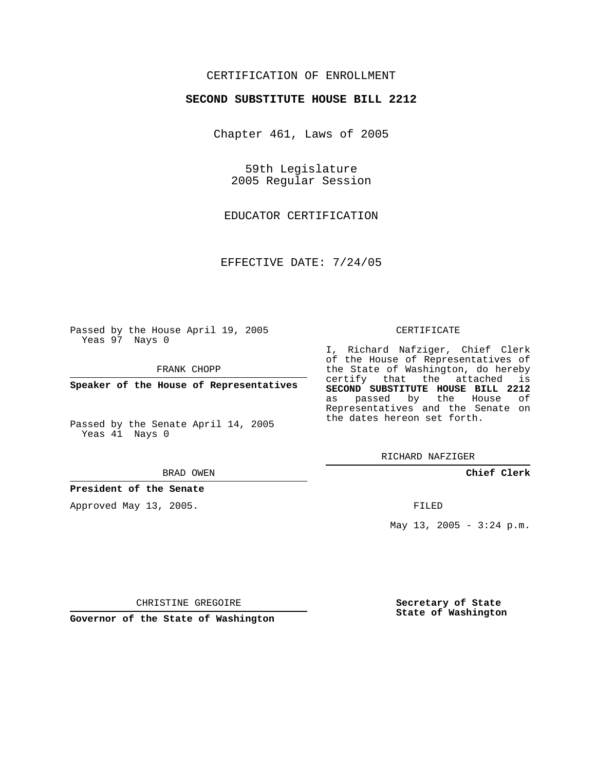CERTIFICATION OF ENROLLMENT

**SECOND SUBSTITUTE HOUSE BILL 2212**

Chapter 461, Laws of 2005

59th Legislature
2005 Regular Session

EDUCATOR CERTIFICATION

EFFECTIVE DATE: 7/24/05

Passed by the House April 19, 2005
Yeas 97 Nays 0

FRANK CHOPP

**Speaker of the House of Representatives**

Passed by the Senate April 14, 2005
Yeas 41 Nays 0

BRAD OWEN

**President of the Senate**

Approved May 13, 2005.

CHRISTINE GREGOIRE

**Governor of the State of Washington**

CERTIFICATE

I, Richard Nafziger, Chief Clerk of the House of Representatives of the State of Washington, do hereby certify that the attached is **SECOND SUBSTITUTE HOUSE BILL 2212** as passed by the House of Representatives and the Senate on the dates hereon set forth.

RICHARD NAFZIGER

**Chief Clerk**

FILED

May 13, 2005 - 3:24 p.m.

**Secretary of State**
**State of Washington**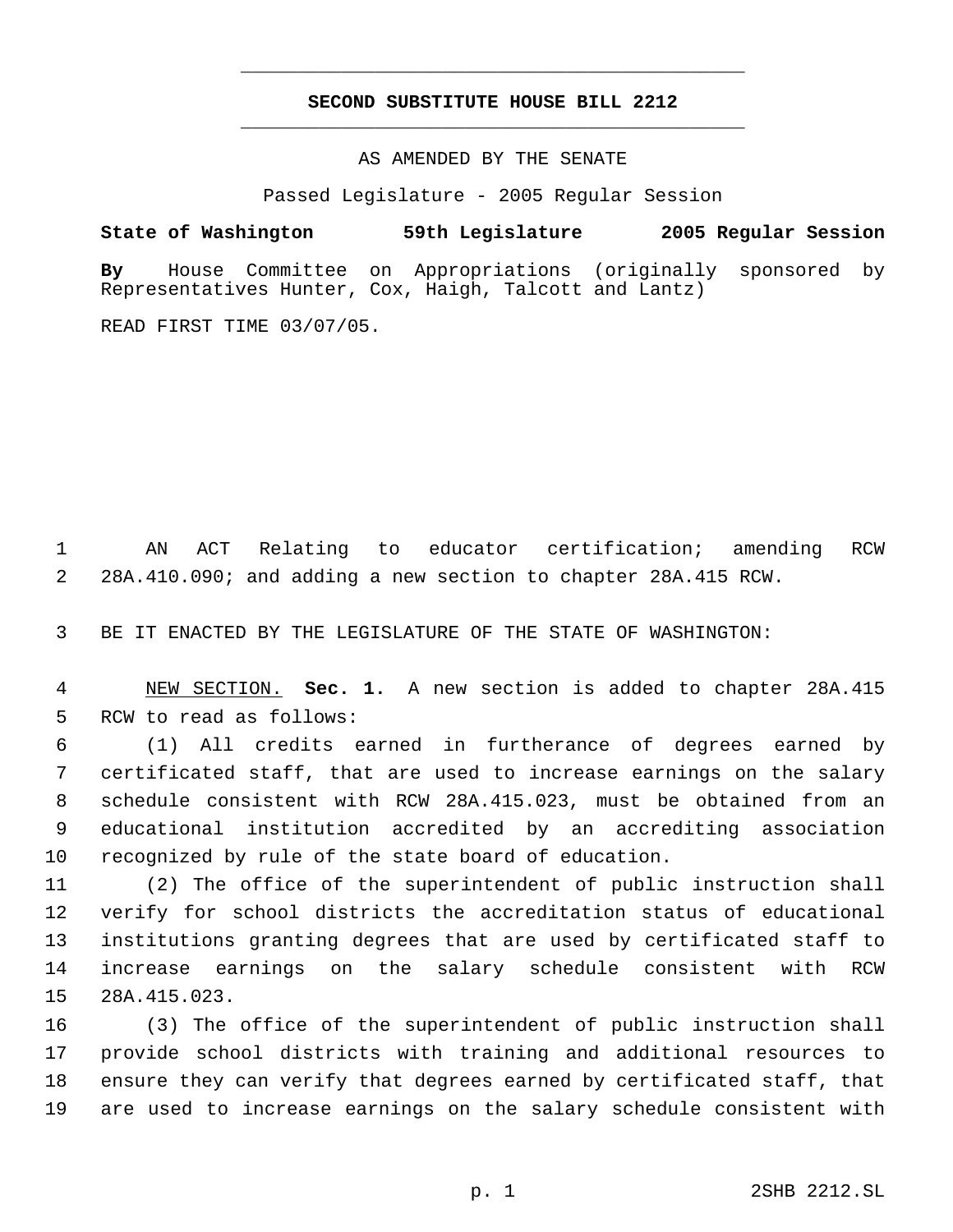# SECOND SUBSTITUTE HOUSE BILL 2212

AS AMENDED BY THE SENATE

Passed Legislature - 2005 Regular Session

**State of Washington 59th Legislature 2005 Regular Session**

**By** House Committee on Appropriations (originally sponsored by Representatives Hunter, Cox, Haigh, Talcott and Lantz)

READ FIRST TIME 03/07/05.

AN ACT Relating to educator certification; amending RCW 28A.410.090; and adding a new section to chapter 28A.415 RCW.

BE IT ENACTED BY THE LEGISLATURE OF THE STATE OF WASHINGTON:

NEW SECTION. **Sec. 1.** A new section is added to chapter 28A.415 RCW to read as follows:

(1) All credits earned in furtherance of degrees earned by certificated staff, that are used to increase earnings on the salary schedule consistent with RCW 28A.415.023, must be obtained from an educational institution accredited by an accrediting association recognized by rule of the state board of education.

(2) The office of the superintendent of public instruction shall verify for school districts the accreditation status of educational institutions granting degrees that are used by certificated staff to increase earnings on the salary schedule consistent with RCW 28A.415.023.

(3) The office of the superintendent of public instruction shall provide school districts with training and additional resources to ensure they can verify that degrees earned by certificated staff, that are used to increase earnings on the salary schedule consistent with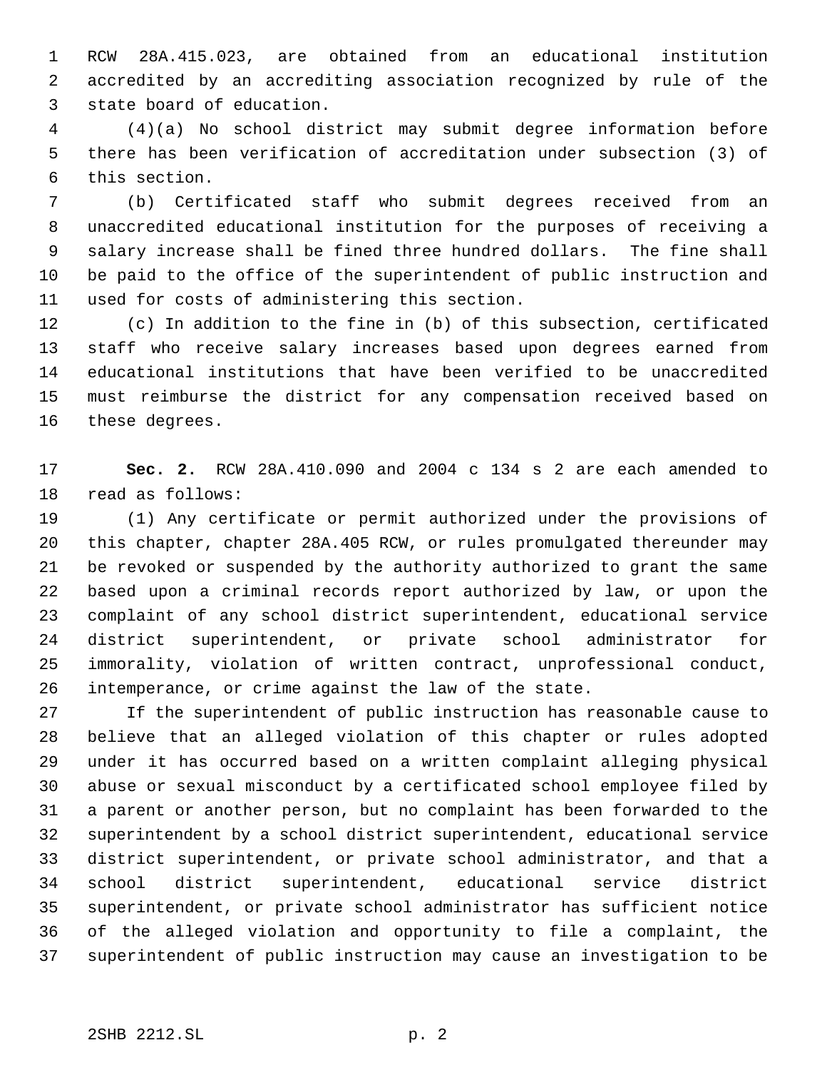RCW 28A.415.023, are obtained from an educational institution accredited by an accrediting association recognized by rule of the state board of education.

(4)(a) No school district may submit degree information before there has been verification of accreditation under subsection (3) of this section.

(b) Certificated staff who submit degrees received from an unaccredited educational institution for the purposes of receiving a salary increase shall be fined three hundred dollars. The fine shall be paid to the office of the superintendent of public instruction and used for costs of administering this section.

(c) In addition to the fine in (b) of this subsection, certificated staff who receive salary increases based upon degrees earned from educational institutions that have been verified to be unaccredited must reimburse the district for any compensation received based on these degrees.

**Sec. 2.** RCW 28A.410.090 and 2004 c 134 s 2 are each amended to read as follows:

(1) Any certificate or permit authorized under the provisions of this chapter, chapter 28A.405 RCW, or rules promulgated thereunder may be revoked or suspended by the authority authorized to grant the same based upon a criminal records report authorized by law, or upon the complaint of any school district superintendent, educational service district superintendent, or private school administrator for immorality, violation of written contract, unprofessional conduct, intemperance, or crime against the law of the state.

If the superintendent of public instruction has reasonable cause to believe that an alleged violation of this chapter or rules adopted under it has occurred based on a written complaint alleging physical abuse or sexual misconduct by a certificated school employee filed by a parent or another person, but no complaint has been forwarded to the superintendent by a school district superintendent, educational service district superintendent, or private school administrator, and that a school district superintendent, educational service district superintendent, or private school administrator has sufficient notice of the alleged violation and opportunity to file a complaint, the superintendent of public instruction may cause an investigation to be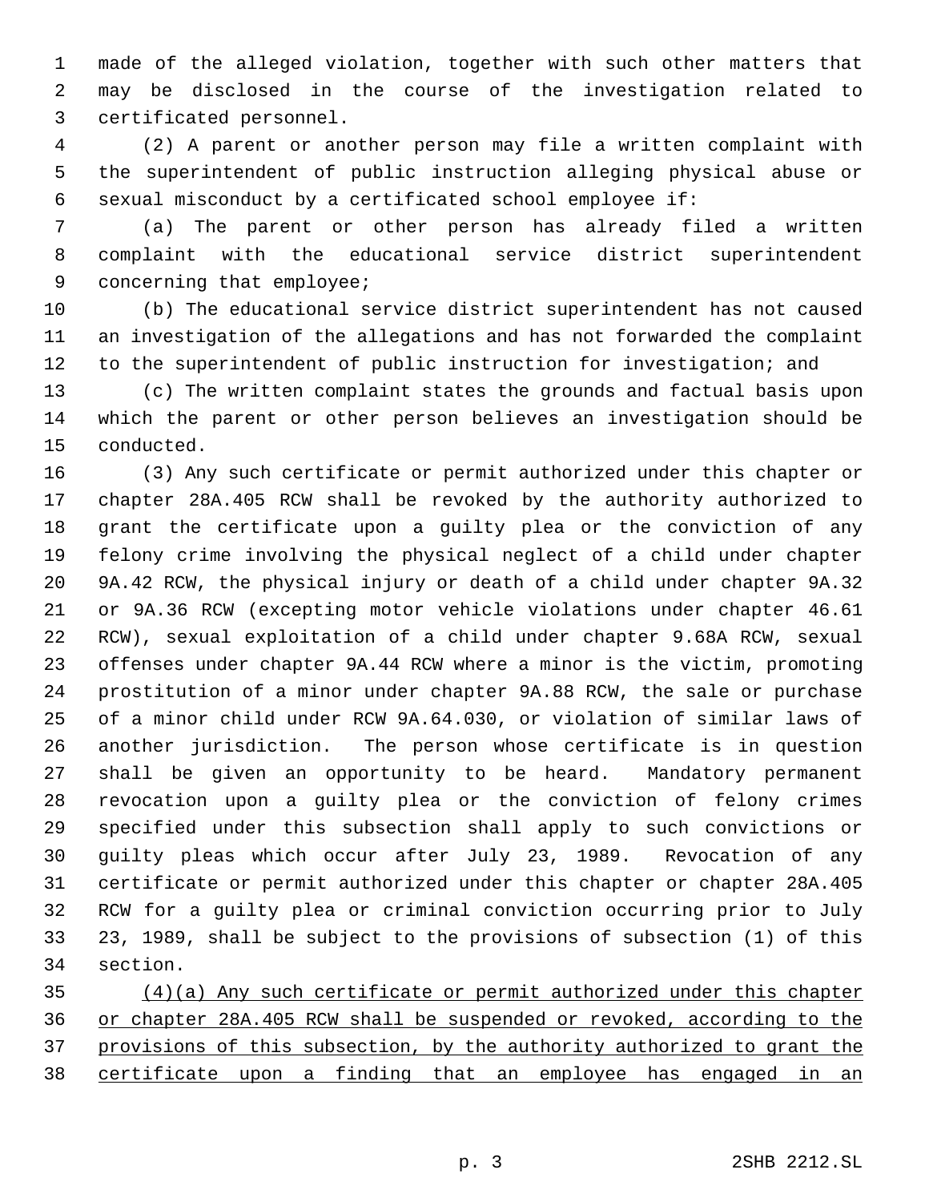made of the alleged violation, together with such other matters that may be disclosed in the course of the investigation related to certificated personnel.

(2) A parent or another person may file a written complaint with the superintendent of public instruction alleging physical abuse or sexual misconduct by a certificated school employee if:

(a) The parent or other person has already filed a written complaint with the educational service district superintendent concerning that employee;

(b) The educational service district superintendent has not caused an investigation of the allegations and has not forwarded the complaint to the superintendent of public instruction for investigation; and

(c) The written complaint states the grounds and factual basis upon which the parent or other person believes an investigation should be conducted.

(3) Any such certificate or permit authorized under this chapter or chapter 28A.405 RCW shall be revoked by the authority authorized to grant the certificate upon a guilty plea or the conviction of any felony crime involving the physical neglect of a child under chapter 9A.42 RCW, the physical injury or death of a child under chapter 9A.32 or 9A.36 RCW (excepting motor vehicle violations under chapter 46.61 RCW), sexual exploitation of a child under chapter 9.68A RCW, sexual offenses under chapter 9A.44 RCW where a minor is the victim, promoting prostitution of a minor under chapter 9A.88 RCW, the sale or purchase of a minor child under RCW 9A.64.030, or violation of similar laws of another jurisdiction. The person whose certificate is in question shall be given an opportunity to be heard. Mandatory permanent revocation upon a guilty plea or the conviction of felony crimes specified under this subsection shall apply to such convictions or guilty pleas which occur after July 23, 1989. Revocation of any certificate or permit authorized under this chapter or chapter 28A.405 RCW for a guilty plea or criminal conviction occurring prior to July 23, 1989, shall be subject to the provisions of subsection (1) of this section.

<u>(4)(a) Any such certificate or permit authorized under this chapter or chapter 28A.405 RCW shall be suspended or revoked, according to the provisions of this subsection, by the authority authorized to grant the certificate upon a finding that an employee has engaged in an</u>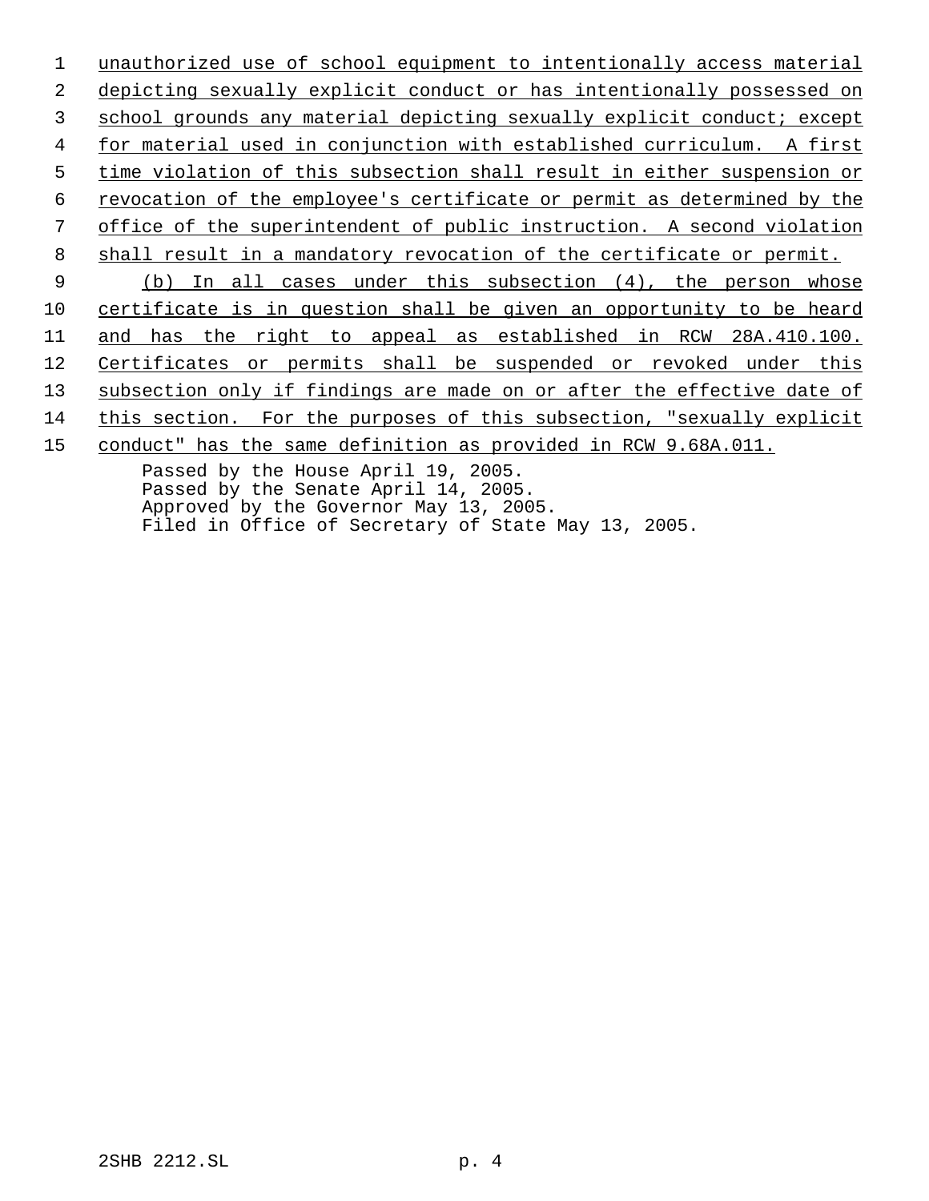unauthorized use of school equipment to intentionally access material depicting sexually explicit conduct or has intentionally possessed on school grounds any material depicting sexually explicit conduct; except for material used in conjunction with established curriculum. A first time violation of this subsection shall result in either suspension or revocation of the employee's certificate or permit as determined by the office of the superintendent of public instruction. A second violation shall result in a mandatory revocation of the certificate or permit.

(b) In all cases under this subsection (4), the person whose certificate is in question shall be given an opportunity to be heard and has the right to appeal as established in RCW 28A.410.100. Certificates or permits shall be suspended or revoked under this subsection only if findings are made on or after the effective date of this section. For the purposes of this subsection, "sexually explicit conduct" has the same definition as provided in RCW 9.68A.011.

Passed by the House April 19, 2005.
Passed by the Senate April 14, 2005.
Approved by the Governor May 13, 2005.
Filed in Office of Secretary of State May 13, 2005.